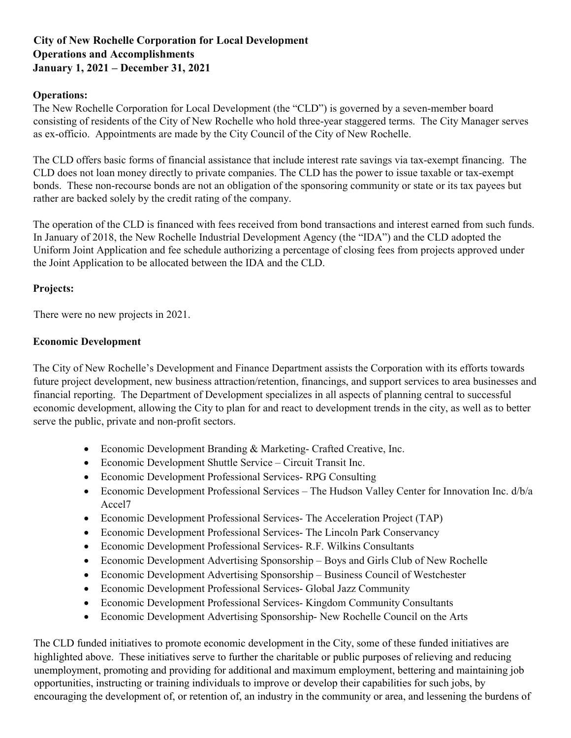**City of New Rochelle Corporation for Local Development**
**Operations and Accomplishments**
**January 1, 2021 – December 31, 2021**

**Operations:**

The New Rochelle Corporation for Local Development (the "CLD") is governed by a seven-member board consisting of residents of the City of New Rochelle who hold three-year staggered terms. The City Manager serves as ex-officio. Appointments are made by the City Council of the City of New Rochelle.

The CLD offers basic forms of financial assistance that include interest rate savings via tax-exempt financing. The CLD does not loan money directly to private companies. The CLD has the power to issue taxable or tax-exempt bonds. These non-recourse bonds are not an obligation of the sponsoring community or state or its tax payees but rather are backed solely by the credit rating of the company.

The operation of the CLD is financed with fees received from bond transactions and interest earned from such funds. In January of 2018, the New Rochelle Industrial Development Agency (the "IDA") and the CLD adopted the Uniform Joint Application and fee schedule authorizing a percentage of closing fees from projects approved under the Joint Application to be allocated between the IDA and the CLD.

**Projects:**

There were no new projects in 2021.

**Economic Development**

The City of New Rochelle's Development and Finance Department assists the Corporation with its efforts towards future project development, new business attraction/retention, financings, and support services to area businesses and financial reporting. The Department of Development specializes in all aspects of planning central to successful economic development, allowing the City to plan for and react to development trends in the city, as well as to better serve the public, private and non-profit sectors.

- Economic Development Branding & Marketing- Crafted Creative, Inc.
- Economic Development Shuttle Service – Circuit Transit Inc.
- Economic Development Professional Services- RPG Consulting
- Economic Development Professional Services – The Hudson Valley Center for Innovation Inc. d/b/a Accel7
- Economic Development Professional Services- The Acceleration Project (TAP)
- Economic Development Professional Services- The Lincoln Park Conservancy
- Economic Development Professional Services- R.F. Wilkins Consultants
- Economic Development Advertising Sponsorship – Boys and Girls Club of New Rochelle
- Economic Development Advertising Sponsorship – Business Council of Westchester
- Economic Development Professional Services- Global Jazz Community
- Economic Development Professional Services- Kingdom Community Consultants
- Economic Development Advertising Sponsorship- New Rochelle Council on the Arts

The CLD funded initiatives to promote economic development in the City, some of these funded initiatives are highlighted above. These initiatives serve to further the charitable or public purposes of relieving and reducing unemployment, promoting and providing for additional and maximum employment, bettering and maintaining job opportunities, instructing or training individuals to improve or develop their capabilities for such jobs, by encouraging the development of, or retention of, an industry in the community or area, and lessening the burdens of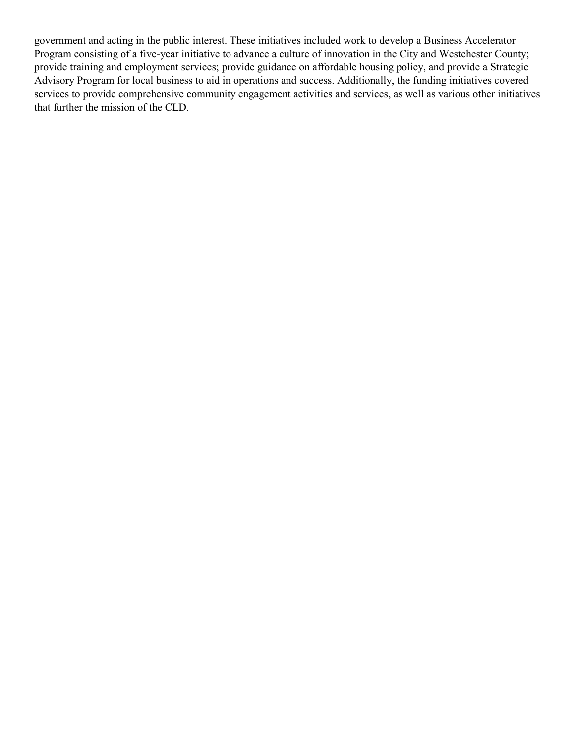government and acting in the public interest. These initiatives included work to develop a Business Accelerator Program consisting of a five-year initiative to advance a culture of innovation in the City and Westchester County; provide training and employment services; provide guidance on affordable housing policy, and provide a Strategic Advisory Program for local business to aid in operations and success. Additionally, the funding initiatives covered services to provide comprehensive community engagement activities and services, as well as various other initiatives that further the mission of the CLD.